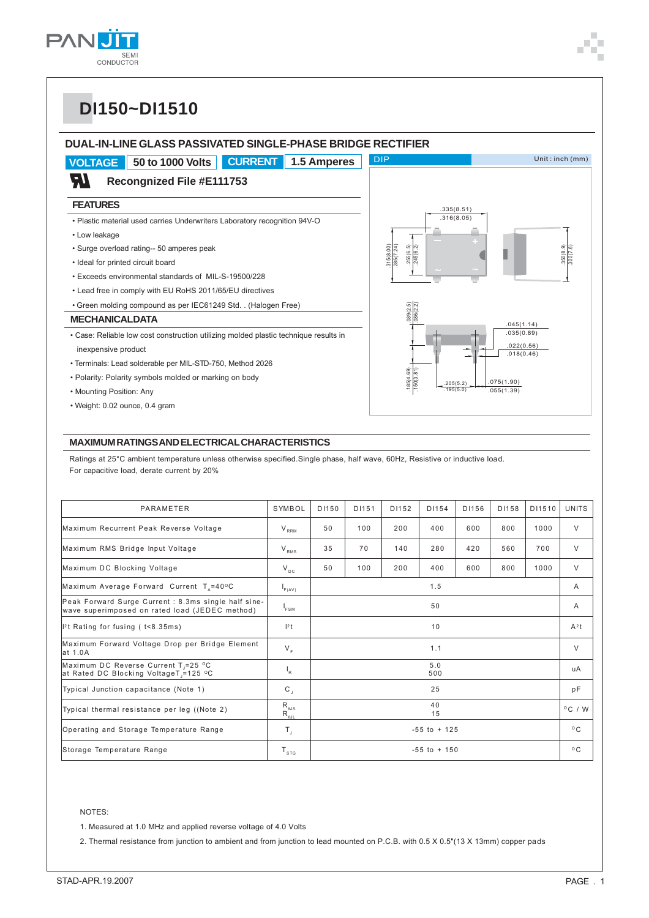# DI150~DI1510

## DUAL-IN-LINE GLASS PASSIVATED SINGLE-PHASE BRIDGE RECTIFIER

**VOLTAGE** 50 to 1000 Volts **CURRENT** 1.5 Amperes

**Recongnized File #E111753**

DIP — Unit : inch (mm)

### FEATURES

- Plastic material used carries Underwriters Laboratory recognition 94V-O
- Low leakage
- Surge overload rating-- 50 amperes peak
- Ideal for printed circuit board
- Exceeds environmental standards of MIL-S-19500/228
- Lead free in comply with EU RoHS 2011/65/EU directives
- Green molding compound as per IEC61249 Std. . (Halogen Free)

### MECHANICALDATA

- Case: Reliable low cost construction utilizing molded plastic technique results in inexpensive product
- Terminals: Lead solderable per MIL-STD-750, Method 2026
- Polarity: Polarity symbols molded or marking on body
- Mounting Position: Any
- Weight: 0.02 ounce, 0.4 gram

### MAXIMUM RATINGS AND ELECTRICAL CHARACTERISTICS

Ratings at 25°C ambient temperature unless otherwise specified.Single phase, half wave, 60Hz, Resistive or inductive load.
For capacitive load, derate current by 20%

| PARAMETER | SYMBOL | DI150 | DI151 | DI152 | DI154 | DI156 | DI158 | DI1510 | UNITS |
|---|---|---|---|---|---|---|---|---|---|
| Maximum Recurrent Peak Reverse Voltage | $V_{RRM}$ | 50 | 100 | 200 | 400 | 600 | 800 | 1000 | V |
| Maximum RMS Bridge Input Voltage | $V_{RMS}$ | 35 | 70 | 140 | 280 | 420 | 560 | 700 | V |
| Maximum DC Blocking Voltage | $V_{DC}$ | 50 | 100 | 200 | 400 | 600 | 800 | 1000 | V |
| Maximum Average Forward Current $T_A$=40°C | $I_{F(AV)}$ | 1.5 | | | | | | | A |
| Peak Forward Surge Current : 8.3ms single half sine-wave superimposed on rated load (JEDEC method) | $I_{FSM}$ | 50 | | | | | | | A |
| $I^2t$ Rating for fusing ( t<8.35ms) | $I^2t$ | 10 | | | | | | | $A^2t$ |
| Maximum Forward Voltage Drop per Bridge Element at 1.0A | $V_F$ | 1.1 | | | | | | | V |
| Maximum DC Reverse Current $T_J$=25 °C at Rated DC Blocking Voltage $T_J$=125 °C | $I_R$ | 5.0<br>500 | | | | | | | uA |
| Typical Junction capacitance (Note 1) | $C_J$ | 25 | | | | | | | pF |
| Typical thermal resistance per leg ((Note 2) | $R_{θJA}$<br>$R_{θJL}$ | 40<br>15 | | | | | | | °C / W |
| Operating and Storage Temperature Range | $T_J$ | -55 to + 125 | | | | | | | °C |
| Storage Temperature Range | $T_{STG}$ | -55 to + 150 | | | | | | | °C |

NOTES:

1. Measured at 1.0 MHz and applied reverse voltage of 4.0 Volts
2. Thermal resistance from junction to ambient and from junction to lead mounted on P.C.B. with 0.5 X 0.5"(13 X 13mm) copper pads

STAD-APR.19.2007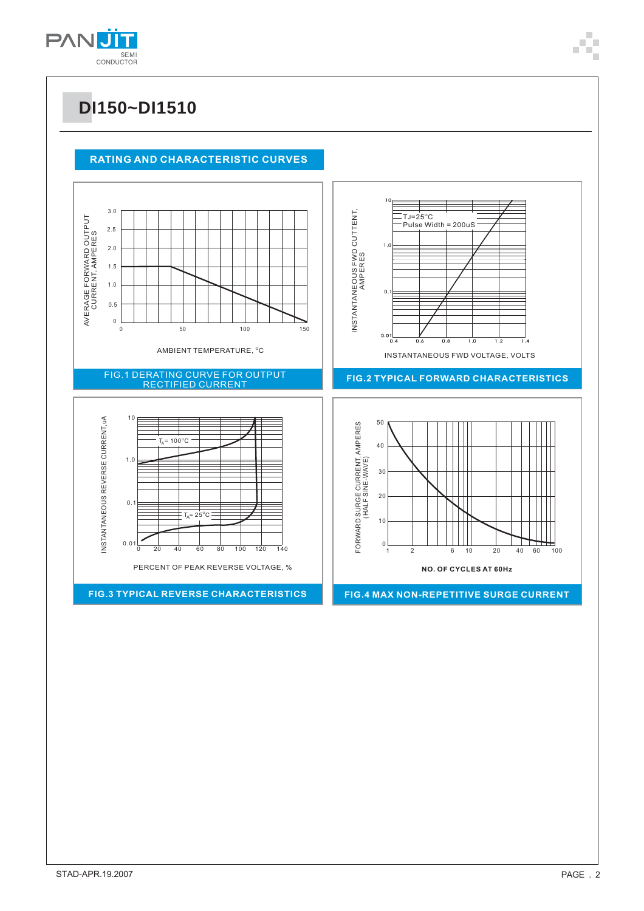# DI150~DI1510

## RATING AND CHARACTERISTIC CURVES

AVERAGE FORWARD OUTPUT CURRENT, AMPERES

AMBIENT TEMPERATURE, °C

FIG.1 DERATING CURVE FOR OUTPUT RECTIFIED CURRENT

INSTANTANEOUS FWD CUTTENT, AMPERES

TJ=25°C
Pulse Width = 200uS

INSTANTANEOUS FWD VOLTAGE, VOLTS

FIG.2 TYPICAL FORWARD CHARACTERISTICS

INSTANTANEOUS REVERSE CURRENT, uA

$T_A$ = 100°C

$T_A$ = 25°C

PERCENT OF PEAK REVERSE VOLTAGE, %

FIG.3 TYPICAL REVERSE CHARACTERISTICS

FORWARD SURGE CURRENT, AMPERES (HALF SINE-WAVE)

NO. OF CYCLES AT 60Hz

FIG.4 MAX NON-REPETITIVE SURGE CURRENT

STAD-APR.19.2007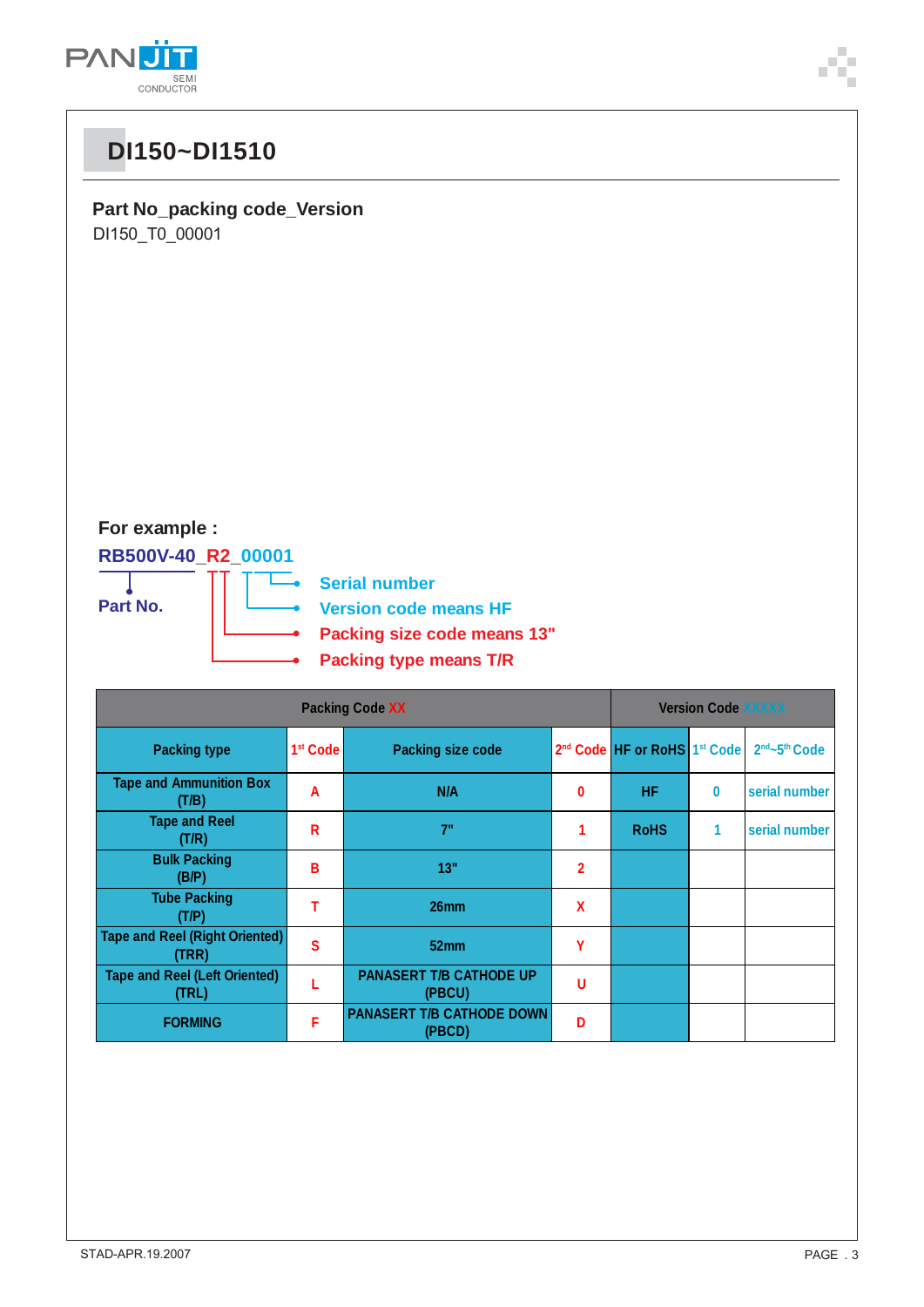# DI150~DI1510

**Part No_packing code_Version**

DI150_T0_00001

**For example :**

**RB500V-40_R2_00001**

- **Part No.** — RB500V-40
- **Serial number** — 0001
- **Version code means HF** — 0
- **Packing size code means 13"** — 2
- **Packing type means T/R** — R

| Packing Code XX | | | | Version Code XXXXX | | |
|---|---|---|---|---|---|---|
| Packing type | 1st Code | Packing size code | 2nd Code | HF or RoHS | 1st Code | 2nd~5th Code |
| Tape and Ammunition Box (T/B) | A | N/A | 0 | HF | 0 | serial number |
| Tape and Reel (T/R) | R | 7" | 1 | RoHS | 1 | serial number |
| Bulk Packing (B/P) | B | 13" | 2 | | | |
| Tube Packing (T/P) | T | 26mm | X | | | |
| Tape and Reel (Right Oriented) (TRR) | S | 52mm | Y | | | |
| Tape and Reel (Left Oriented) (TRL) | L | PANASERT T/B CATHODE UP (PBCU) | U | | | |
| FORMING | F | PANASERT T/B CATHODE DOWN (PBCD) | D | | | |

STAD-APR.19.2007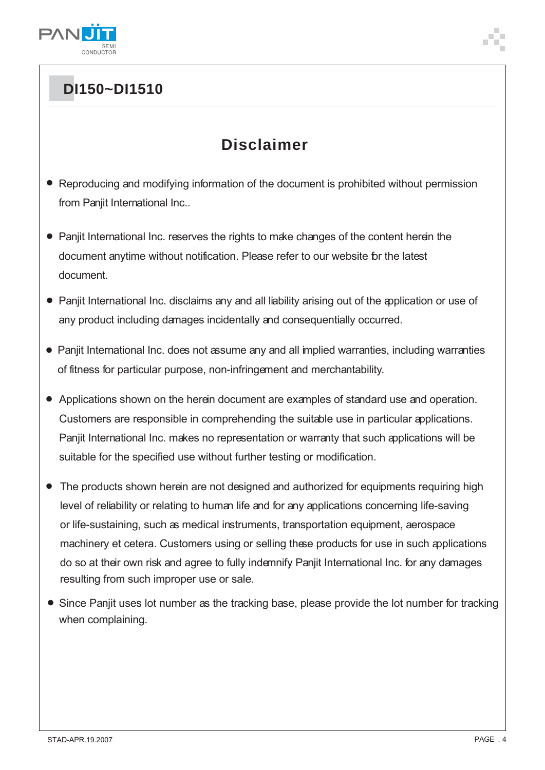# DI150~DI1510

## Disclaimer

- Reproducing and modifying information of the document is prohibited without permission from Panjit International Inc..
- Panjit International Inc. reserves the rights to make changes of the content herein the document anytime without notification. Please refer to our website for the latest document.
- Panjit International Inc. disclaims any and all liability arising out of the application or use of any product including damages incidentally and consequentially occurred.
- Panjit International Inc. does not assume any and all implied warranties, including warranties of fitness for particular purpose, non-infringement and merchantability.
- Applications shown on the herein document are examples of standard use and operation. Customers are responsible in comprehending the suitable use in particular applications. Panjit International Inc. makes no representation or warranty that such applications will be suitable for the specified use without further testing or modification.
- The products shown herein are not designed and authorized for equipments requiring high level of reliability or relating to human life and for any applications concerning life-saving or life-sustaining, such as medical instruments, transportation equipment, aerospace machinery et cetera. Customers using or selling these products for use in such applications do so at their own risk and agree to fully indemnify Panjit International Inc. for any damages resulting from such improper use or sale.
- Since Panjit uses lot number as the tracking base, please provide the lot number for tracking when complaining.

STAD-APR.19.2007